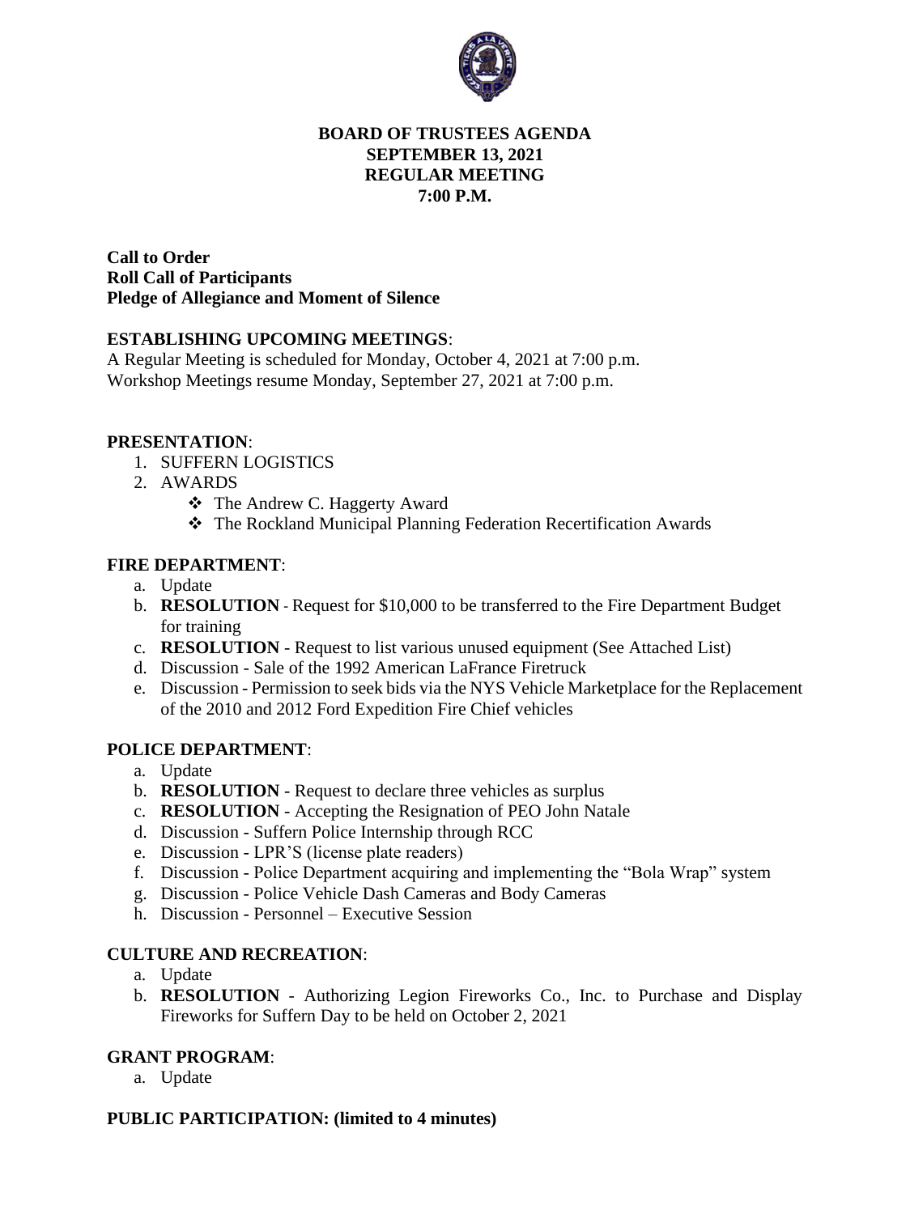# BOARD OF TRUSTEES AGENDA
## SEPTEMBER 13, 2021
## REGULAR MEETING
## 7:00 P.M.

**Call to Order**
**Roll Call of Participants**
**Pledge of Allegiance and Moment of Silence**

**ESTABLISHING UPCOMING MEETINGS**:

A Regular Meeting is scheduled for Monday, October 4, 2021 at 7:00 p.m.
Workshop Meetings resume Monday, September 27, 2021 at 7:00 p.m.

**PRESENTATION**:

1. SUFFERN LOGISTICS
2. AWARDS
   - The Andrew C. Haggerty Award
   - The Rockland Municipal Planning Federation Recertification Awards

**FIRE DEPARTMENT**:

a. Update
b. **RESOLUTION** - Request for $10,000 to be transferred to the Fire Department Budget for training
c. **RESOLUTION** - Request to list various unused equipment (See Attached List)
d. Discussion - Sale of the 1992 American LaFrance Firetruck
e. Discussion - Permission to seek bids via the NYS Vehicle Marketplace for the Replacement of the 2010 and 2012 Ford Expedition Fire Chief vehicles

**POLICE DEPARTMENT**:

a. Update
b. **RESOLUTION** - Request to declare three vehicles as surplus
c. **RESOLUTION** - Accepting the Resignation of PEO John Natale
d. Discussion - Suffern Police Internship through RCC
e. Discussion - LPR'S (license plate readers)
f. Discussion - Police Department acquiring and implementing the "Bola Wrap" system
g. Discussion - Police Vehicle Dash Cameras and Body Cameras
h. Discussion - Personnel – Executive Session

**CULTURE AND RECREATION**:

a. Update
b. **RESOLUTION** - Authorizing Legion Fireworks Co., Inc. to Purchase and Display Fireworks for Suffern Day to be held on October 2, 2021

**GRANT PROGRAM**:

a. Update

**PUBLIC PARTICIPATION: (limited to 4 minutes)**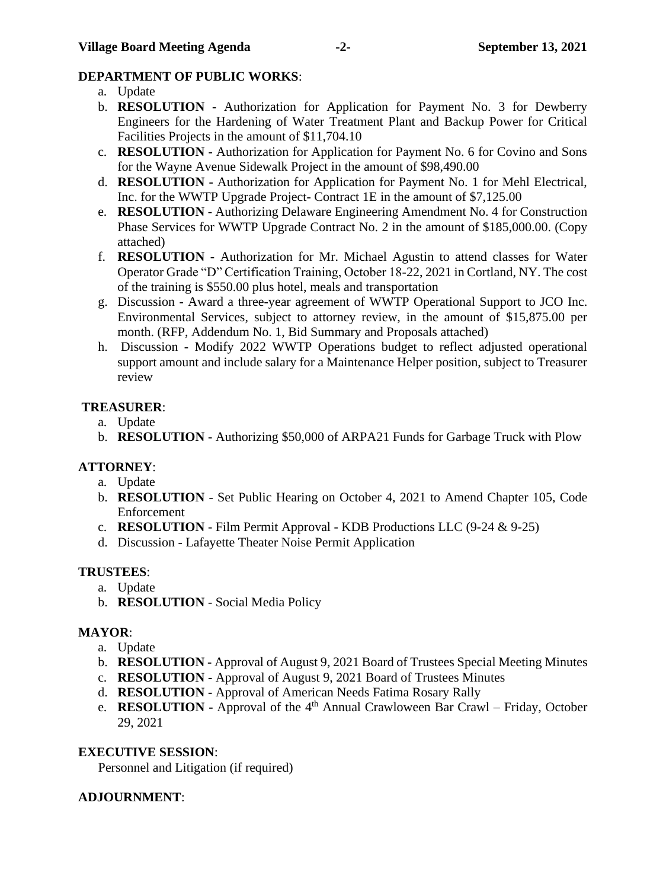**DEPARTMENT OF PUBLIC WORKS**:

a. Update
b. **RESOLUTION** - Authorization for Application for Payment No. 3 for Dewberry Engineers for the Hardening of Water Treatment Plant and Backup Power for Critical Facilities Projects in the amount of $11,704.10
c. **RESOLUTION** - Authorization for Application for Payment No. 6 for Covino and Sons for the Wayne Avenue Sidewalk Project in the amount of $98,490.00
d. **RESOLUTION -** Authorization for Application for Payment No. 1 for Mehl Electrical, Inc. for the WWTP Upgrade Project- Contract 1E in the amount of $7,125.00
e. **RESOLUTION** - Authorizing Delaware Engineering Amendment No. 4 for Construction Phase Services for WWTP Upgrade Contract No. 2 in the amount of $185,000.00. (Copy attached)
f. **RESOLUTION** - Authorization for Mr. Michael Agustin to attend classes for Water Operator Grade "D" Certification Training, October 18-22, 2021 in Cortland, NY. The cost of the training is $550.00 plus hotel, meals and transportation
g. Discussion - Award a three-year agreement of WWTP Operational Support to JCO Inc. Environmental Services, subject to attorney review, in the amount of $15,875.00 per month. (RFP, Addendum No. 1, Bid Summary and Proposals attached)
h. Discussion - Modify 2022 WWTP Operations budget to reflect adjusted operational support amount and include salary for a Maintenance Helper position, subject to Treasurer review

**TREASURER**:

a. Update
b. **RESOLUTION** - Authorizing $50,000 of ARPA21 Funds for Garbage Truck with Plow

**ATTORNEY**:

a. Update
b. **RESOLUTION** - Set Public Hearing on October 4, 2021 to Amend Chapter 105, Code Enforcement
c. **RESOLUTION** - Film Permit Approval - KDB Productions LLC (9-24 & 9-25)
d. Discussion - Lafayette Theater Noise Permit Application

**TRUSTEES**:

a. Update
b. **RESOLUTION** - Social Media Policy

**MAYOR**:

a. Update
b. **RESOLUTION -** Approval of August 9, 2021 Board of Trustees Special Meeting Minutes
c. **RESOLUTION -** Approval of August 9, 2021 Board of Trustees Minutes
d. **RESOLUTION -** Approval of American Needs Fatima Rosary Rally
e. **RESOLUTION -** Approval of the 4th Annual Crawloween Bar Crawl – Friday, October 29, 2021

**EXECUTIVE SESSION**:

Personnel and Litigation (if required)

**ADJOURNMENT**: